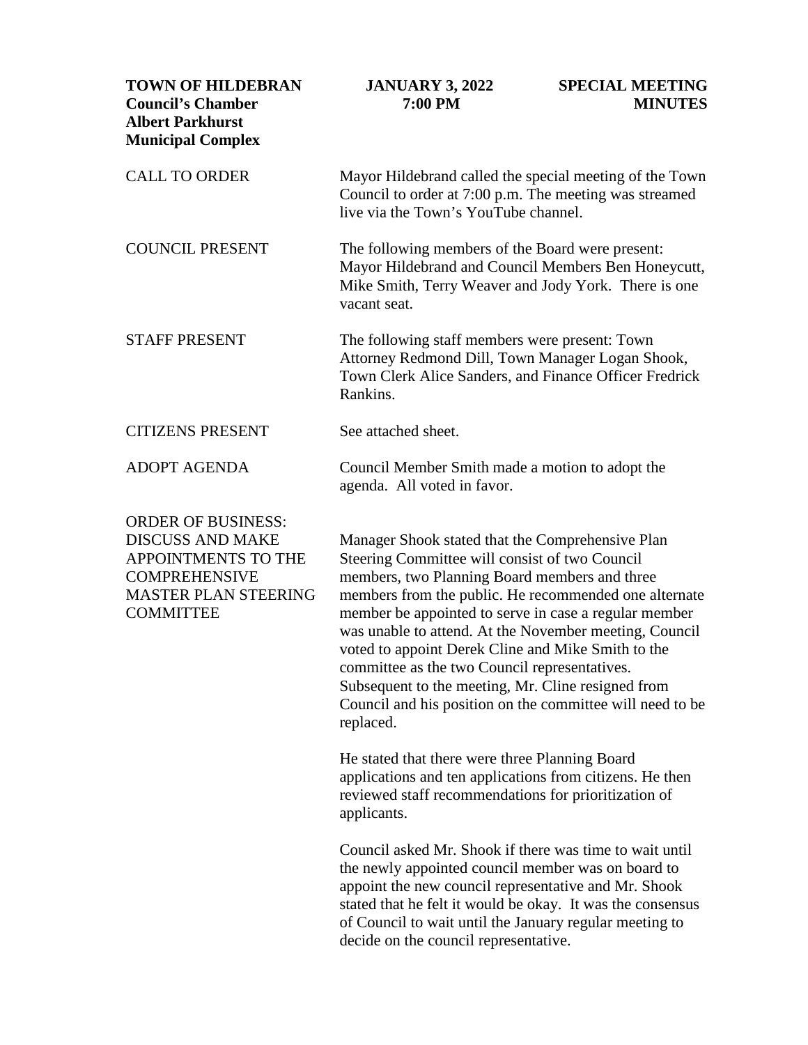**TOWN OF HILDEBRAN**
**Council's Chamber**
**Albert Parkhurst**
**Municipal Complex**

**JANUARY 3, 2022**
**7:00 PM**

**SPECIAL MEETING**
**MINUTES**

CALL TO ORDER

Mayor Hildebrand called the special meeting of the Town Council to order at 7:00 p.m. The meeting was streamed live via the Town's YouTube channel.

COUNCIL PRESENT

The following members of the Board were present: Mayor Hildebrand and Council Members Ben Honeycutt, Mike Smith, Terry Weaver and Jody York. There is one vacant seat.

STAFF PRESENT

The following staff members were present: Town Attorney Redmond Dill, Town Manager Logan Shook, Town Clerk Alice Sanders, and Finance Officer Fredrick Rankins.

CITIZENS PRESENT

See attached sheet.

ADOPT AGENDA

Council Member Smith made a motion to adopt the agenda. All voted in favor.

ORDER OF BUSINESS:
DISCUSS AND MAKE APPOINTMENTS TO THE COMPREHENSIVE MASTER PLAN STEERING COMMITTEE

Manager Shook stated that the Comprehensive Plan Steering Committee will consist of two Council members, two Planning Board members and three members from the public. He recommended one alternate member be appointed to serve in case a regular member was unable to attend. At the November meeting, Council voted to appoint Derek Cline and Mike Smith to the committee as the two Council representatives. Subsequent to the meeting, Mr. Cline resigned from Council and his position on the committee will need to be replaced.

He stated that there were three Planning Board applications and ten applications from citizens. He then reviewed staff recommendations for prioritization of applicants.

Council asked Mr. Shook if there was time to wait until the newly appointed council member was on board to appoint the new council representative and Mr. Shook stated that he felt it would be okay. It was the consensus of Council to wait until the January regular meeting to decide on the council representative.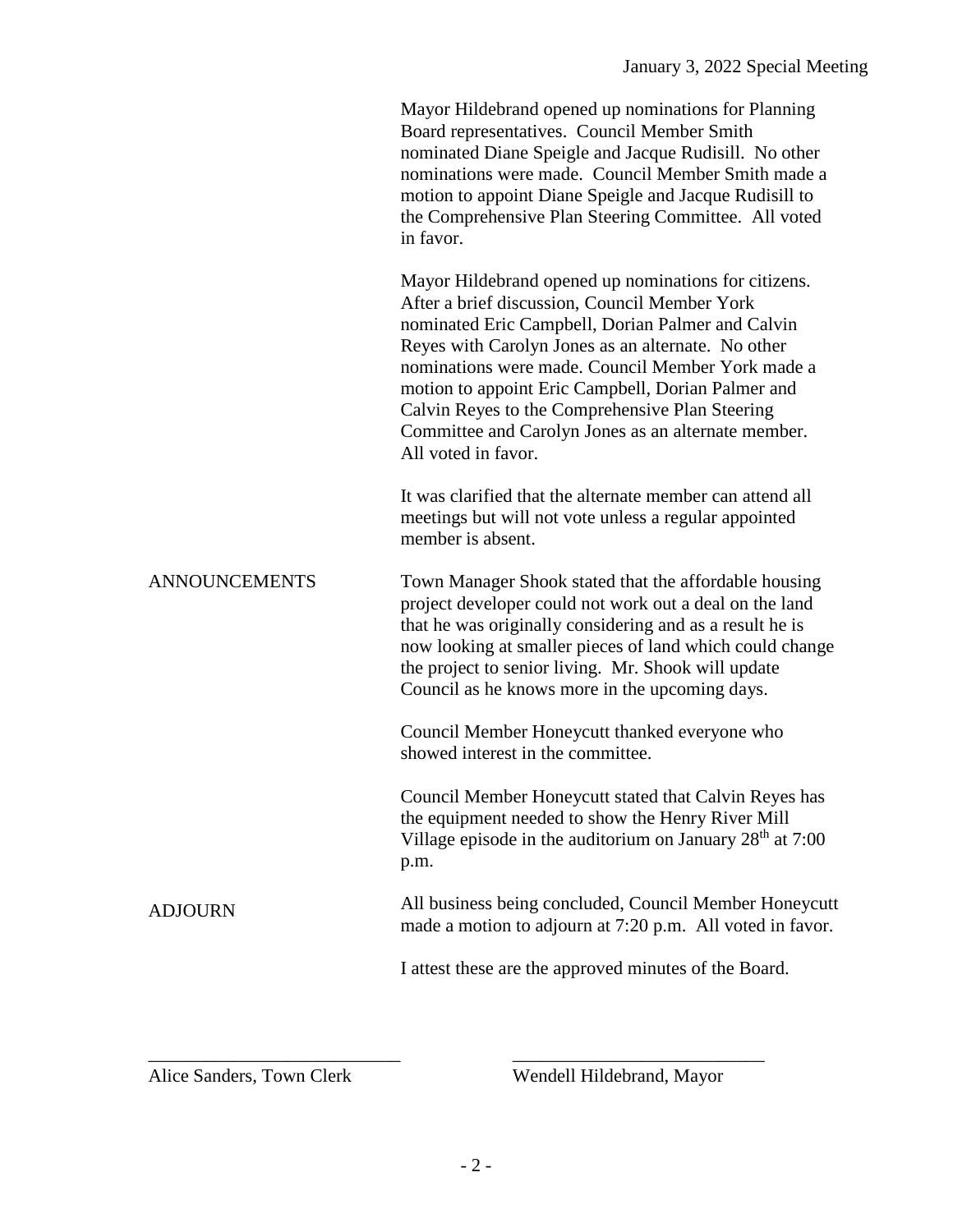Mayor Hildebrand opened up nominations for Planning Board representatives. Council Member Smith nominated Diane Speigle and Jacque Rudisill. No other nominations were made. Council Member Smith made a motion to appoint Diane Speigle and Jacque Rudisill to the Comprehensive Plan Steering Committee. All voted in favor.

Mayor Hildebrand opened up nominations for citizens. After a brief discussion, Council Member York nominated Eric Campbell, Dorian Palmer and Calvin Reyes with Carolyn Jones as an alternate. No other nominations were made. Council Member York made a motion to appoint Eric Campbell, Dorian Palmer and Calvin Reyes to the Comprehensive Plan Steering Committee and Carolyn Jones as an alternate member. All voted in favor.

It was clarified that the alternate member can attend all meetings but will not vote unless a regular appointed member is absent.

**ANNOUNCEMENTS**

Town Manager Shook stated that the affordable housing project developer could not work out a deal on the land that he was originally considering and as a result he is now looking at smaller pieces of land which could change the project to senior living. Mr. Shook will update Council as he knows more in the upcoming days.

Council Member Honeycutt thanked everyone who showed interest in the committee.

Council Member Honeycutt stated that Calvin Reyes has the equipment needed to show the Henry River Mill Village episode in the auditorium on January 28th at 7:00 p.m.

**ADJOURN**

All business being concluded, Council Member Honeycutt made a motion to adjourn at 7:20 p.m. All voted in favor.

I attest these are the approved minutes of the Board.

\_\_\_\_\_\_\_\_\_\_\_\_\_\_\_\_\_\_\_\_\_\_\_\_\_\_\_
Alice Sanders, Town Clerk

\_\_\_\_\_\_\_\_\_\_\_\_\_\_\_\_\_\_\_\_\_\_\_\_\_\_\_
Wendell Hildebrand, Mayor